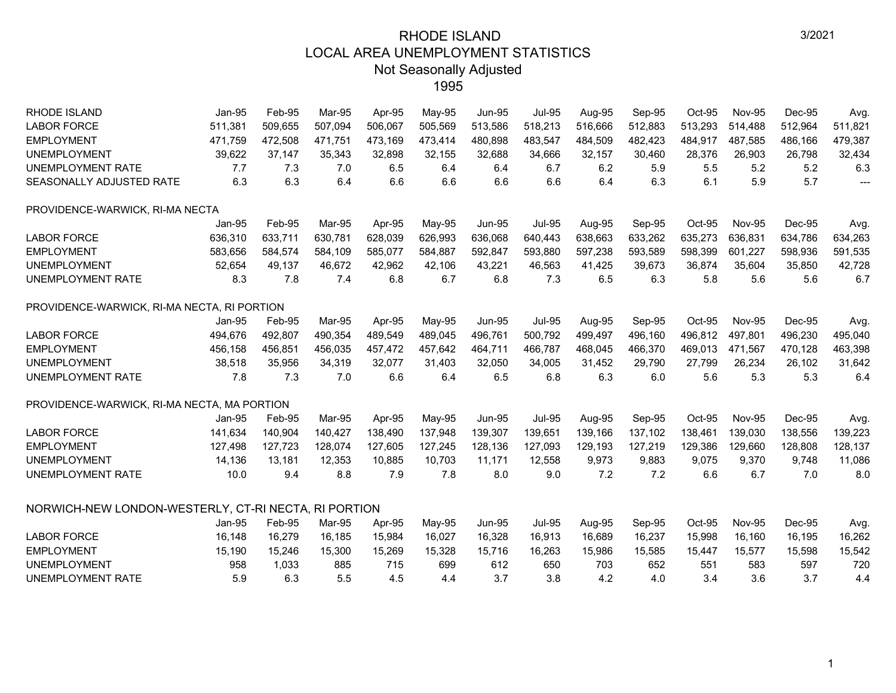# RHODE ISLAND
## LOCAL AREA UNEMPLOYMENT STATISTICS
### Not Seasonally Adjusted
### 1995

3/2021

| RHODE ISLAND | Jan-95 | Feb-95 | Mar-95 | Apr-95 | May-95 | Jun-95 | Jul-95 | Aug-95 | Sep-95 | Oct-95 | Nov-95 | Dec-95 | Avg. |
|---|---|---|---|---|---|---|---|---|---|---|---|---|---|
| LABOR FORCE | 511,381 | 509,655 | 507,094 | 506,067 | 505,569 | 513,586 | 518,213 | 516,666 | 512,883 | 513,293 | 514,488 | 512,964 | 511,821 |
| EMPLOYMENT | 471,759 | 472,508 | 471,751 | 473,169 | 473,414 | 480,898 | 483,547 | 484,509 | 482,423 | 484,917 | 487,585 | 486,166 | 479,387 |
| UNEMPLOYMENT | 39,622 | 37,147 | 35,343 | 32,898 | 32,155 | 32,688 | 34,666 | 32,157 | 30,460 | 28,376 | 26,903 | 26,798 | 32,434 |
| UNEMPLOYMENT RATE | 7.7 | 7.3 | 7.0 | 6.5 | 6.4 | 6.4 | 6.7 | 6.2 | 5.9 | 5.5 | 5.2 | 5.2 | 6.3 |
| SEASONALLY ADJUSTED RATE | 6.3 | 6.3 | 6.4 | 6.6 | 6.6 | 6.6 | 6.6 | 6.4 | 6.3 | 6.1 | 5.9 | 5.7 | --- |

PROVIDENCE-WARWICK, RI-MA NECTA

| | Jan-95 | Feb-95 | Mar-95 | Apr-95 | May-95 | Jun-95 | Jul-95 | Aug-95 | Sep-95 | Oct-95 | Nov-95 | Dec-95 | Avg. |
|---|---|---|---|---|---|---|---|---|---|---|---|---|---|
| LABOR FORCE | 636,310 | 633,711 | 630,781 | 628,039 | 626,993 | 636,068 | 640,443 | 638,663 | 633,262 | 635,273 | 636,831 | 634,786 | 634,263 |
| EMPLOYMENT | 583,656 | 584,574 | 584,109 | 585,077 | 584,887 | 592,847 | 593,880 | 597,238 | 593,589 | 598,399 | 601,227 | 598,936 | 591,535 |
| UNEMPLOYMENT | 52,654 | 49,137 | 46,672 | 42,962 | 42,106 | 43,221 | 46,563 | 41,425 | 39,673 | 36,874 | 35,604 | 35,850 | 42,728 |
| UNEMPLOYMENT RATE | 8.3 | 7.8 | 7.4 | 6.8 | 6.7 | 6.8 | 7.3 | 6.5 | 6.3 | 5.8 | 5.6 | 5.6 | 6.7 |

PROVIDENCE-WARWICK, RI-MA NECTA, RI PORTION

| | Jan-95 | Feb-95 | Mar-95 | Apr-95 | May-95 | Jun-95 | Jul-95 | Aug-95 | Sep-95 | Oct-95 | Nov-95 | Dec-95 | Avg. |
|---|---|---|---|---|---|---|---|---|---|---|---|---|---|
| LABOR FORCE | 494,676 | 492,807 | 490,354 | 489,549 | 489,045 | 496,761 | 500,792 | 499,497 | 496,160 | 496,812 | 497,801 | 496,230 | 495,040 |
| EMPLOYMENT | 456,158 | 456,851 | 456,035 | 457,472 | 457,642 | 464,711 | 466,787 | 468,045 | 466,370 | 469,013 | 471,567 | 470,128 | 463,398 |
| UNEMPLOYMENT | 38,518 | 35,956 | 34,319 | 32,077 | 31,403 | 32,050 | 34,005 | 31,452 | 29,790 | 27,799 | 26,234 | 26,102 | 31,642 |
| UNEMPLOYMENT RATE | 7.8 | 7.3 | 7.0 | 6.6 | 6.4 | 6.5 | 6.8 | 6.3 | 6.0 | 5.6 | 5.3 | 5.3 | 6.4 |

PROVIDENCE-WARWICK, RI-MA NECTA, MA PORTION

| | Jan-95 | Feb-95 | Mar-95 | Apr-95 | May-95 | Jun-95 | Jul-95 | Aug-95 | Sep-95 | Oct-95 | Nov-95 | Dec-95 | Avg. |
|---|---|---|---|---|---|---|---|---|---|---|---|---|---|
| LABOR FORCE | 141,634 | 140,904 | 140,427 | 138,490 | 137,948 | 139,307 | 139,651 | 139,166 | 137,102 | 138,461 | 139,030 | 138,556 | 139,223 |
| EMPLOYMENT | 127,498 | 127,723 | 128,074 | 127,605 | 127,245 | 128,136 | 127,093 | 129,193 | 127,219 | 129,386 | 129,660 | 128,808 | 128,137 |
| UNEMPLOYMENT | 14,136 | 13,181 | 12,353 | 10,885 | 10,703 | 11,171 | 12,558 | 9,973 | 9,883 | 9,075 | 9,370 | 9,748 | 11,086 |
| UNEMPLOYMENT RATE | 10.0 | 9.4 | 8.8 | 7.9 | 7.8 | 8.0 | 9.0 | 7.2 | 7.2 | 6.6 | 6.7 | 7.0 | 8.0 |

NORWICH-NEW LONDON-WESTERLY, CT-RI NECTA, RI PORTION

| | Jan-95 | Feb-95 | Mar-95 | Apr-95 | May-95 | Jun-95 | Jul-95 | Aug-95 | Sep-95 | Oct-95 | Nov-95 | Dec-95 | Avg. |
|---|---|---|---|---|---|---|---|---|---|---|---|---|---|
| LABOR FORCE | 16,148 | 16,279 | 16,185 | 15,984 | 16,027 | 16,328 | 16,913 | 16,689 | 16,237 | 15,998 | 16,160 | 16,195 | 16,262 |
| EMPLOYMENT | 15,190 | 15,246 | 15,300 | 15,269 | 15,328 | 15,716 | 16,263 | 15,986 | 15,585 | 15,447 | 15,577 | 15,598 | 15,542 |
| UNEMPLOYMENT | 958 | 1,033 | 885 | 715 | 699 | 612 | 650 | 703 | 652 | 551 | 583 | 597 | 720 |
| UNEMPLOYMENT RATE | 5.9 | 6.3 | 5.5 | 4.5 | 4.4 | 3.7 | 3.8 | 4.2 | 4.0 | 3.4 | 3.6 | 3.7 | 4.4 |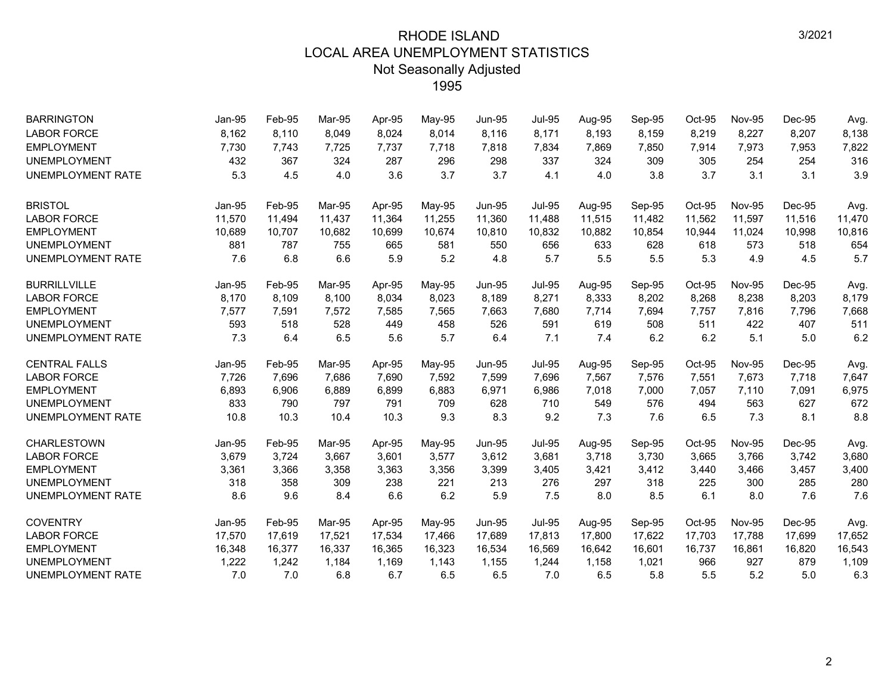# RHODE ISLAND
## LOCAL AREA UNEMPLOYMENT STATISTICS
### Not Seasonally Adjusted
### 1995

| BARRINGTON | Jan-95 | Feb-95 | Mar-95 | Apr-95 | May-95 | Jun-95 | Jul-95 | Aug-95 | Sep-95 | Oct-95 | Nov-95 | Dec-95 | Avg. |
|---|---|---|---|---|---|---|---|---|---|---|---|---|---|
| LABOR FORCE | 8,162 | 8,110 | 8,049 | 8,024 | 8,014 | 8,116 | 8,171 | 8,193 | 8,159 | 8,219 | 8,227 | 8,207 | 8,138 |
| EMPLOYMENT | 7,730 | 7,743 | 7,725 | 7,737 | 7,718 | 7,818 | 7,834 | 7,869 | 7,850 | 7,914 | 7,973 | 7,953 | 7,822 |
| UNEMPLOYMENT | 432 | 367 | 324 | 287 | 296 | 298 | 337 | 324 | 309 | 305 | 254 | 254 | 316 |
| UNEMPLOYMENT RATE | 5.3 | 4.5 | 4.0 | 3.6 | 3.7 | 3.7 | 4.1 | 4.0 | 3.8 | 3.7 | 3.1 | 3.1 | 3.9 |

| BRISTOL | Jan-95 | Feb-95 | Mar-95 | Apr-95 | May-95 | Jun-95 | Jul-95 | Aug-95 | Sep-95 | Oct-95 | Nov-95 | Dec-95 | Avg. |
|---|---|---|---|---|---|---|---|---|---|---|---|---|---|
| LABOR FORCE | 11,570 | 11,494 | 11,437 | 11,364 | 11,255 | 11,360 | 11,488 | 11,515 | 11,482 | 11,562 | 11,597 | 11,516 | 11,470 |
| EMPLOYMENT | 10,689 | 10,707 | 10,682 | 10,699 | 10,674 | 10,810 | 10,832 | 10,882 | 10,854 | 10,944 | 11,024 | 10,998 | 10,816 |
| UNEMPLOYMENT | 881 | 787 | 755 | 665 | 581 | 550 | 656 | 633 | 628 | 618 | 573 | 518 | 654 |
| UNEMPLOYMENT RATE | 7.6 | 6.8 | 6.6 | 5.9 | 5.2 | 4.8 | 5.7 | 5.5 | 5.5 | 5.3 | 4.9 | 4.5 | 5.7 |

| BURRILLVILLE | Jan-95 | Feb-95 | Mar-95 | Apr-95 | May-95 | Jun-95 | Jul-95 | Aug-95 | Sep-95 | Oct-95 | Nov-95 | Dec-95 | Avg. |
|---|---|---|---|---|---|---|---|---|---|---|---|---|---|
| LABOR FORCE | 8,170 | 8,109 | 8,100 | 8,034 | 8,023 | 8,189 | 8,271 | 8,333 | 8,202 | 8,268 | 8,238 | 8,203 | 8,179 |
| EMPLOYMENT | 7,577 | 7,591 | 7,572 | 7,585 | 7,565 | 7,663 | 7,680 | 7,714 | 7,694 | 7,757 | 7,816 | 7,796 | 7,668 |
| UNEMPLOYMENT | 593 | 518 | 528 | 449 | 458 | 526 | 591 | 619 | 508 | 511 | 422 | 407 | 511 |
| UNEMPLOYMENT RATE | 7.3 | 6.4 | 6.5 | 5.6 | 5.7 | 6.4 | 7.1 | 7.4 | 6.2 | 6.2 | 5.1 | 5.0 | 6.2 |

| CENTRAL FALLS | Jan-95 | Feb-95 | Mar-95 | Apr-95 | May-95 | Jun-95 | Jul-95 | Aug-95 | Sep-95 | Oct-95 | Nov-95 | Dec-95 | Avg. |
|---|---|---|---|---|---|---|---|---|---|---|---|---|---|
| LABOR FORCE | 7,726 | 7,696 | 7,686 | 7,690 | 7,592 | 7,599 | 7,696 | 7,567 | 7,576 | 7,551 | 7,673 | 7,718 | 7,647 |
| EMPLOYMENT | 6,893 | 6,906 | 6,889 | 6,899 | 6,883 | 6,971 | 6,986 | 7,018 | 7,000 | 7,057 | 7,110 | 7,091 | 6,975 |
| UNEMPLOYMENT | 833 | 790 | 797 | 791 | 709 | 628 | 710 | 549 | 576 | 494 | 563 | 627 | 672 |
| UNEMPLOYMENT RATE | 10.8 | 10.3 | 10.4 | 10.3 | 9.3 | 8.3 | 9.2 | 7.3 | 7.6 | 6.5 | 7.3 | 8.1 | 8.8 |

| CHARLESTOWN | Jan-95 | Feb-95 | Mar-95 | Apr-95 | May-95 | Jun-95 | Jul-95 | Aug-95 | Sep-95 | Oct-95 | Nov-95 | Dec-95 | Avg. |
|---|---|---|---|---|---|---|---|---|---|---|---|---|---|
| LABOR FORCE | 3,679 | 3,724 | 3,667 | 3,601 | 3,577 | 3,612 | 3,681 | 3,718 | 3,730 | 3,665 | 3,766 | 3,742 | 3,680 |
| EMPLOYMENT | 3,361 | 3,366 | 3,358 | 3,363 | 3,356 | 3,399 | 3,405 | 3,421 | 3,412 | 3,440 | 3,466 | 3,457 | 3,400 |
| UNEMPLOYMENT | 318 | 358 | 309 | 238 | 221 | 213 | 276 | 297 | 318 | 225 | 300 | 285 | 280 |
| UNEMPLOYMENT RATE | 8.6 | 9.6 | 8.4 | 6.6 | 6.2 | 5.9 | 7.5 | 8.0 | 8.5 | 6.1 | 8.0 | 7.6 | 7.6 |

| COVENTRY | Jan-95 | Feb-95 | Mar-95 | Apr-95 | May-95 | Jun-95 | Jul-95 | Aug-95 | Sep-95 | Oct-95 | Nov-95 | Dec-95 | Avg. |
|---|---|---|---|---|---|---|---|---|---|---|---|---|---|
| LABOR FORCE | 17,570 | 17,619 | 17,521 | 17,534 | 17,466 | 17,689 | 17,813 | 17,800 | 17,622 | 17,703 | 17,788 | 17,699 | 17,652 |
| EMPLOYMENT | 16,348 | 16,377 | 16,337 | 16,365 | 16,323 | 16,534 | 16,569 | 16,642 | 16,601 | 16,737 | 16,861 | 16,820 | 16,543 |
| UNEMPLOYMENT | 1,222 | 1,242 | 1,184 | 1,169 | 1,143 | 1,155 | 1,244 | 1,158 | 1,021 | 966 | 927 | 879 | 1,109 |
| UNEMPLOYMENT RATE | 7.0 | 7.0 | 6.8 | 6.7 | 6.5 | 6.5 | 7.0 | 6.5 | 5.8 | 5.5 | 5.2 | 5.0 | 6.3 |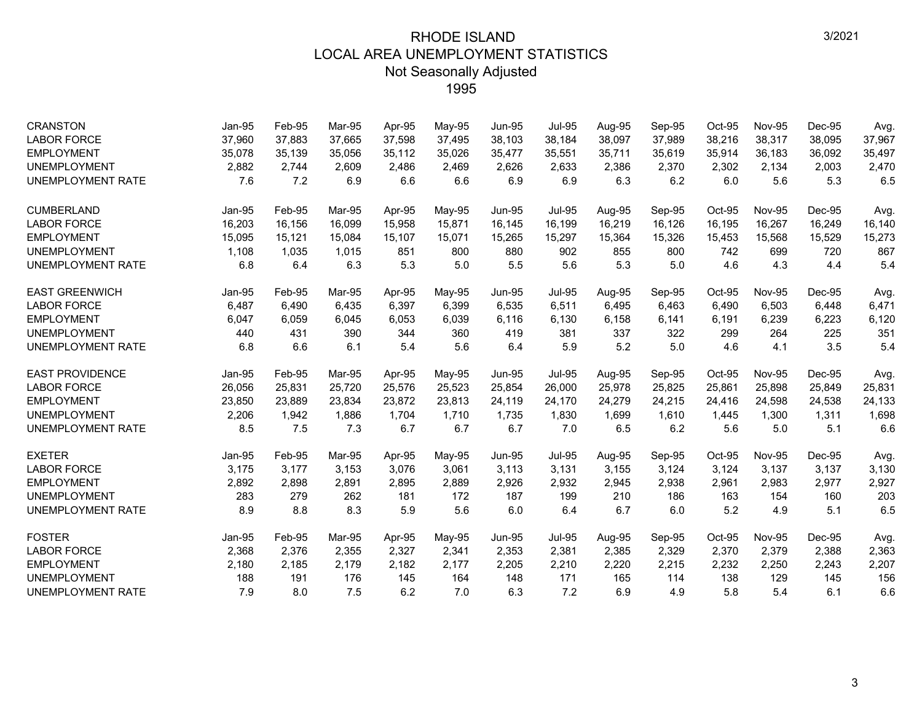# RHODE ISLAND
## LOCAL AREA UNEMPLOYMENT STATISTICS
### Not Seasonally Adjusted
### 1995

| CRANSTON | Jan-95 | Feb-95 | Mar-95 | Apr-95 | May-95 | Jun-95 | Jul-95 | Aug-95 | Sep-95 | Oct-95 | Nov-95 | Dec-95 | Avg. |
|---|---|---|---|---|---|---|---|---|---|---|---|---|---|
| LABOR FORCE | 37,960 | 37,883 | 37,665 | 37,598 | 37,495 | 38,103 | 38,184 | 38,097 | 37,989 | 38,216 | 38,317 | 38,095 | 37,967 |
| EMPLOYMENT | 35,078 | 35,139 | 35,056 | 35,112 | 35,026 | 35,477 | 35,551 | 35,711 | 35,619 | 35,914 | 36,183 | 36,092 | 35,497 |
| UNEMPLOYMENT | 2,882 | 2,744 | 2,609 | 2,486 | 2,469 | 2,626 | 2,633 | 2,386 | 2,370 | 2,302 | 2,134 | 2,003 | 2,470 |
| UNEMPLOYMENT RATE | 7.6 | 7.2 | 6.9 | 6.6 | 6.6 | 6.9 | 6.9 | 6.3 | 6.2 | 6.0 | 5.6 | 5.3 | 6.5 |

| CUMBERLAND | Jan-95 | Feb-95 | Mar-95 | Apr-95 | May-95 | Jun-95 | Jul-95 | Aug-95 | Sep-95 | Oct-95 | Nov-95 | Dec-95 | Avg. |
|---|---|---|---|---|---|---|---|---|---|---|---|---|---|
| LABOR FORCE | 16,203 | 16,156 | 16,099 | 15,958 | 15,871 | 16,145 | 16,199 | 16,219 | 16,126 | 16,195 | 16,267 | 16,249 | 16,140 |
| EMPLOYMENT | 15,095 | 15,121 | 15,084 | 15,107 | 15,071 | 15,265 | 15,297 | 15,364 | 15,326 | 15,453 | 15,568 | 15,529 | 15,273 |
| UNEMPLOYMENT | 1,108 | 1,035 | 1,015 | 851 | 800 | 880 | 902 | 855 | 800 | 742 | 699 | 720 | 867 |
| UNEMPLOYMENT RATE | 6.8 | 6.4 | 6.3 | 5.3 | 5.0 | 5.5 | 5.6 | 5.3 | 5.0 | 4.6 | 4.3 | 4.4 | 5.4 |

| EAST GREENWICH | Jan-95 | Feb-95 | Mar-95 | Apr-95 | May-95 | Jun-95 | Jul-95 | Aug-95 | Sep-95 | Oct-95 | Nov-95 | Dec-95 | Avg. |
|---|---|---|---|---|---|---|---|---|---|---|---|---|---|
| LABOR FORCE | 6,487 | 6,490 | 6,435 | 6,397 | 6,399 | 6,535 | 6,511 | 6,495 | 6,463 | 6,490 | 6,503 | 6,448 | 6,471 |
| EMPLOYMENT | 6,047 | 6,059 | 6,045 | 6,053 | 6,039 | 6,116 | 6,130 | 6,158 | 6,141 | 6,191 | 6,239 | 6,223 | 6,120 |
| UNEMPLOYMENT | 440 | 431 | 390 | 344 | 360 | 419 | 381 | 337 | 322 | 299 | 264 | 225 | 351 |
| UNEMPLOYMENT RATE | 6.8 | 6.6 | 6.1 | 5.4 | 5.6 | 6.4 | 5.9 | 5.2 | 5.0 | 4.6 | 4.1 | 3.5 | 5.4 |

| EAST PROVIDENCE | Jan-95 | Feb-95 | Mar-95 | Apr-95 | May-95 | Jun-95 | Jul-95 | Aug-95 | Sep-95 | Oct-95 | Nov-95 | Dec-95 | Avg. |
|---|---|---|---|---|---|---|---|---|---|---|---|---|---|
| LABOR FORCE | 26,056 | 25,831 | 25,720 | 25,576 | 25,523 | 25,854 | 26,000 | 25,978 | 25,825 | 25,861 | 25,898 | 25,849 | 25,831 |
| EMPLOYMENT | 23,850 | 23,889 | 23,834 | 23,872 | 23,813 | 24,119 | 24,170 | 24,279 | 24,215 | 24,416 | 24,598 | 24,538 | 24,133 |
| UNEMPLOYMENT | 2,206 | 1,942 | 1,886 | 1,704 | 1,710 | 1,735 | 1,830 | 1,699 | 1,610 | 1,445 | 1,300 | 1,311 | 1,698 |
| UNEMPLOYMENT RATE | 8.5 | 7.5 | 7.3 | 6.7 | 6.7 | 6.7 | 7.0 | 6.5 | 6.2 | 5.6 | 5.0 | 5.1 | 6.6 |

| EXETER | Jan-95 | Feb-95 | Mar-95 | Apr-95 | May-95 | Jun-95 | Jul-95 | Aug-95 | Sep-95 | Oct-95 | Nov-95 | Dec-95 | Avg. |
|---|---|---|---|---|---|---|---|---|---|---|---|---|---|
| LABOR FORCE | 3,175 | 3,177 | 3,153 | 3,076 | 3,061 | 3,113 | 3,131 | 3,155 | 3,124 | 3,124 | 3,137 | 3,137 | 3,130 |
| EMPLOYMENT | 2,892 | 2,898 | 2,891 | 2,895 | 2,889 | 2,926 | 2,932 | 2,945 | 2,938 | 2,961 | 2,983 | 2,977 | 2,927 |
| UNEMPLOYMENT | 283 | 279 | 262 | 181 | 172 | 187 | 199 | 210 | 186 | 163 | 154 | 160 | 203 |
| UNEMPLOYMENT RATE | 8.9 | 8.8 | 8.3 | 5.9 | 5.6 | 6.0 | 6.4 | 6.7 | 6.0 | 5.2 | 4.9 | 5.1 | 6.5 |

| FOSTER | Jan-95 | Feb-95 | Mar-95 | Apr-95 | May-95 | Jun-95 | Jul-95 | Aug-95 | Sep-95 | Oct-95 | Nov-95 | Dec-95 | Avg. |
|---|---|---|---|---|---|---|---|---|---|---|---|---|---|
| LABOR FORCE | 2,368 | 2,376 | 2,355 | 2,327 | 2,341 | 2,353 | 2,381 | 2,385 | 2,329 | 2,370 | 2,379 | 2,388 | 2,363 |
| EMPLOYMENT | 2,180 | 2,185 | 2,179 | 2,182 | 2,177 | 2,205 | 2,210 | 2,220 | 2,215 | 2,232 | 2,250 | 2,243 | 2,207 |
| UNEMPLOYMENT | 188 | 191 | 176 | 145 | 164 | 148 | 171 | 165 | 114 | 138 | 129 | 145 | 156 |
| UNEMPLOYMENT RATE | 7.9 | 8.0 | 7.5 | 6.2 | 7.0 | 6.3 | 7.2 | 6.9 | 4.9 | 5.8 | 5.4 | 6.1 | 6.6 |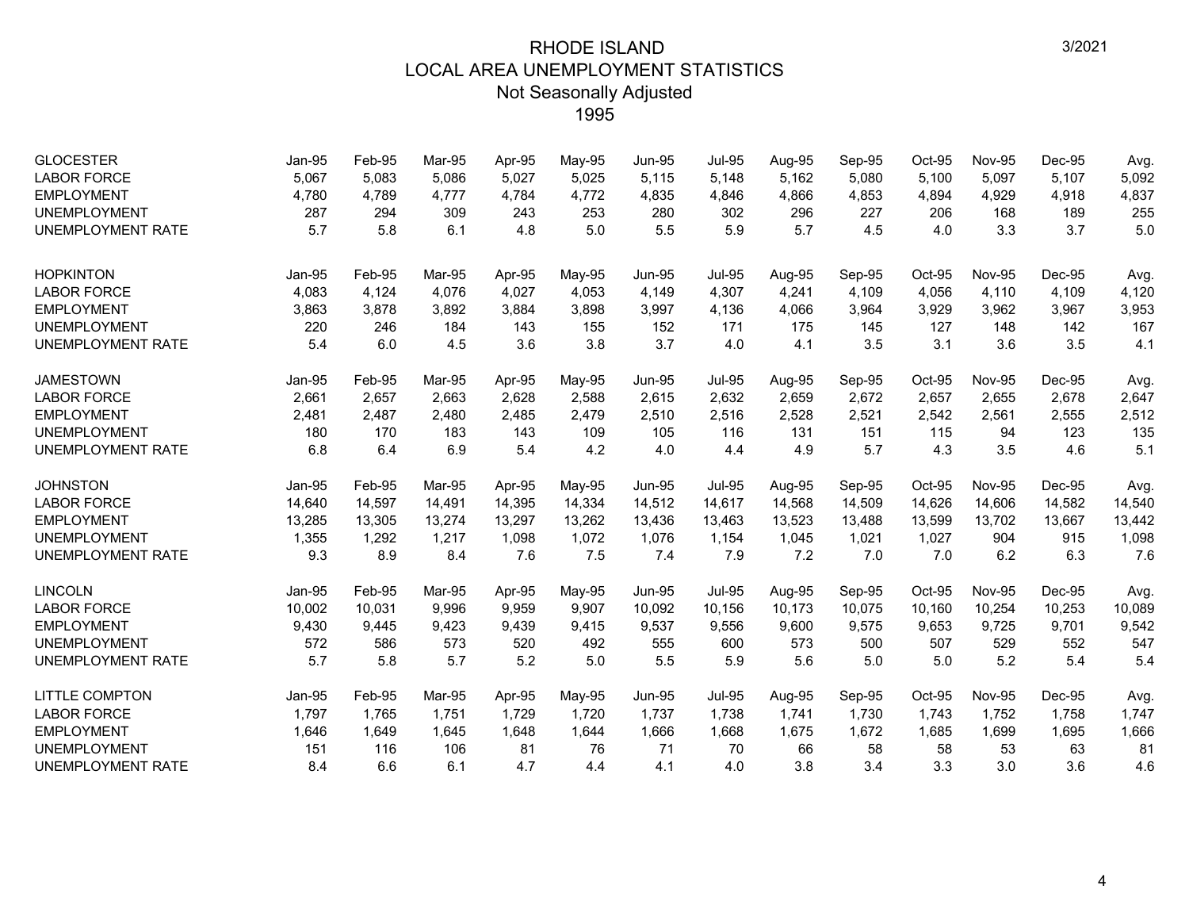# RHODE ISLAND
## LOCAL AREA UNEMPLOYMENT STATISTICS
### Not Seasonally Adjusted
### 1995

3/2021

| GLOCESTER | Jan-95 | Feb-95 | Mar-95 | Apr-95 | May-95 | Jun-95 | Jul-95 | Aug-95 | Sep-95 | Oct-95 | Nov-95 | Dec-95 | Avg. |
|---|---|---|---|---|---|---|---|---|---|---|---|---|---|
| LABOR FORCE | 5,067 | 5,083 | 5,086 | 5,027 | 5,025 | 5,115 | 5,148 | 5,162 | 5,080 | 5,100 | 5,097 | 5,107 | 5,092 |
| EMPLOYMENT | 4,780 | 4,789 | 4,777 | 4,784 | 4,772 | 4,835 | 4,846 | 4,866 | 4,853 | 4,894 | 4,929 | 4,918 | 4,837 |
| UNEMPLOYMENT | 287 | 294 | 309 | 243 | 253 | 280 | 302 | 296 | 227 | 206 | 168 | 189 | 255 |
| UNEMPLOYMENT RATE | 5.7 | 5.8 | 6.1 | 4.8 | 5.0 | 5.5 | 5.9 | 5.7 | 4.5 | 4.0 | 3.3 | 3.7 | 5.0 |

| HOPKINTON | Jan-95 | Feb-95 | Mar-95 | Apr-95 | May-95 | Jun-95 | Jul-95 | Aug-95 | Sep-95 | Oct-95 | Nov-95 | Dec-95 | Avg. |
|---|---|---|---|---|---|---|---|---|---|---|---|---|---|
| LABOR FORCE | 4,083 | 4,124 | 4,076 | 4,027 | 4,053 | 4,149 | 4,307 | 4,241 | 4,109 | 4,056 | 4,110 | 4,109 | 4,120 |
| EMPLOYMENT | 3,863 | 3,878 | 3,892 | 3,884 | 3,898 | 3,997 | 4,136 | 4,066 | 3,964 | 3,929 | 3,962 | 3,967 | 3,953 |
| UNEMPLOYMENT | 220 | 246 | 184 | 143 | 155 | 152 | 171 | 175 | 145 | 127 | 148 | 142 | 167 |
| UNEMPLOYMENT RATE | 5.4 | 6.0 | 4.5 | 3.6 | 3.8 | 3.7 | 4.0 | 4.1 | 3.5 | 3.1 | 3.6 | 3.5 | 4.1 |

| JAMESTOWN | Jan-95 | Feb-95 | Mar-95 | Apr-95 | May-95 | Jun-95 | Jul-95 | Aug-95 | Sep-95 | Oct-95 | Nov-95 | Dec-95 | Avg. |
|---|---|---|---|---|---|---|---|---|---|---|---|---|---|
| LABOR FORCE | 2,661 | 2,657 | 2,663 | 2,628 | 2,588 | 2,615 | 2,632 | 2,659 | 2,672 | 2,657 | 2,655 | 2,678 | 2,647 |
| EMPLOYMENT | 2,481 | 2,487 | 2,480 | 2,485 | 2,479 | 2,510 | 2,516 | 2,528 | 2,521 | 2,542 | 2,561 | 2,555 | 2,512 |
| UNEMPLOYMENT | 180 | 170 | 183 | 143 | 109 | 105 | 116 | 131 | 151 | 115 | 94 | 123 | 135 |
| UNEMPLOYMENT RATE | 6.8 | 6.4 | 6.9 | 5.4 | 4.2 | 4.0 | 4.4 | 4.9 | 5.7 | 4.3 | 3.5 | 4.6 | 5.1 |

| JOHNSTON | Jan-95 | Feb-95 | Mar-95 | Apr-95 | May-95 | Jun-95 | Jul-95 | Aug-95 | Sep-95 | Oct-95 | Nov-95 | Dec-95 | Avg. |
|---|---|---|---|---|---|---|---|---|---|---|---|---|---|
| LABOR FORCE | 14,640 | 14,597 | 14,491 | 14,395 | 14,334 | 14,512 | 14,617 | 14,568 | 14,509 | 14,626 | 14,606 | 14,582 | 14,540 |
| EMPLOYMENT | 13,285 | 13,305 | 13,274 | 13,297 | 13,262 | 13,436 | 13,463 | 13,523 | 13,488 | 13,599 | 13,702 | 13,667 | 13,442 |
| UNEMPLOYMENT | 1,355 | 1,292 | 1,217 | 1,098 | 1,072 | 1,076 | 1,154 | 1,045 | 1,021 | 1,027 | 904 | 915 | 1,098 |
| UNEMPLOYMENT RATE | 9.3 | 8.9 | 8.4 | 7.6 | 7.5 | 7.4 | 7.9 | 7.2 | 7.0 | 7.0 | 6.2 | 6.3 | 7.6 |

| LINCOLN | Jan-95 | Feb-95 | Mar-95 | Apr-95 | May-95 | Jun-95 | Jul-95 | Aug-95 | Sep-95 | Oct-95 | Nov-95 | Dec-95 | Avg. |
|---|---|---|---|---|---|---|---|---|---|---|---|---|---|
| LABOR FORCE | 10,002 | 10,031 | 9,996 | 9,959 | 9,907 | 10,092 | 10,156 | 10,173 | 10,075 | 10,160 | 10,254 | 10,253 | 10,089 |
| EMPLOYMENT | 9,430 | 9,445 | 9,423 | 9,439 | 9,415 | 9,537 | 9,556 | 9,600 | 9,575 | 9,653 | 9,725 | 9,701 | 9,542 |
| UNEMPLOYMENT | 572 | 586 | 573 | 520 | 492 | 555 | 600 | 573 | 500 | 507 | 529 | 552 | 547 |
| UNEMPLOYMENT RATE | 5.7 | 5.8 | 5.7 | 5.2 | 5.0 | 5.5 | 5.9 | 5.6 | 5.0 | 5.0 | 5.2 | 5.4 | 5.4 |

| LITTLE COMPTON | Jan-95 | Feb-95 | Mar-95 | Apr-95 | May-95 | Jun-95 | Jul-95 | Aug-95 | Sep-95 | Oct-95 | Nov-95 | Dec-95 | Avg. |
|---|---|---|---|---|---|---|---|---|---|---|---|---|---|
| LABOR FORCE | 1,797 | 1,765 | 1,751 | 1,729 | 1,720 | 1,737 | 1,738 | 1,741 | 1,730 | 1,743 | 1,752 | 1,758 | 1,747 |
| EMPLOYMENT | 1,646 | 1,649 | 1,645 | 1,648 | 1,644 | 1,666 | 1,668 | 1,675 | 1,672 | 1,685 | 1,699 | 1,695 | 1,666 |
| UNEMPLOYMENT | 151 | 116 | 106 | 81 | 76 | 71 | 70 | 66 | 58 | 58 | 53 | 63 | 81 |
| UNEMPLOYMENT RATE | 8.4 | 6.6 | 6.1 | 4.7 | 4.4 | 4.1 | 4.0 | 3.8 | 3.4 | 3.3 | 3.0 | 3.6 | 4.6 |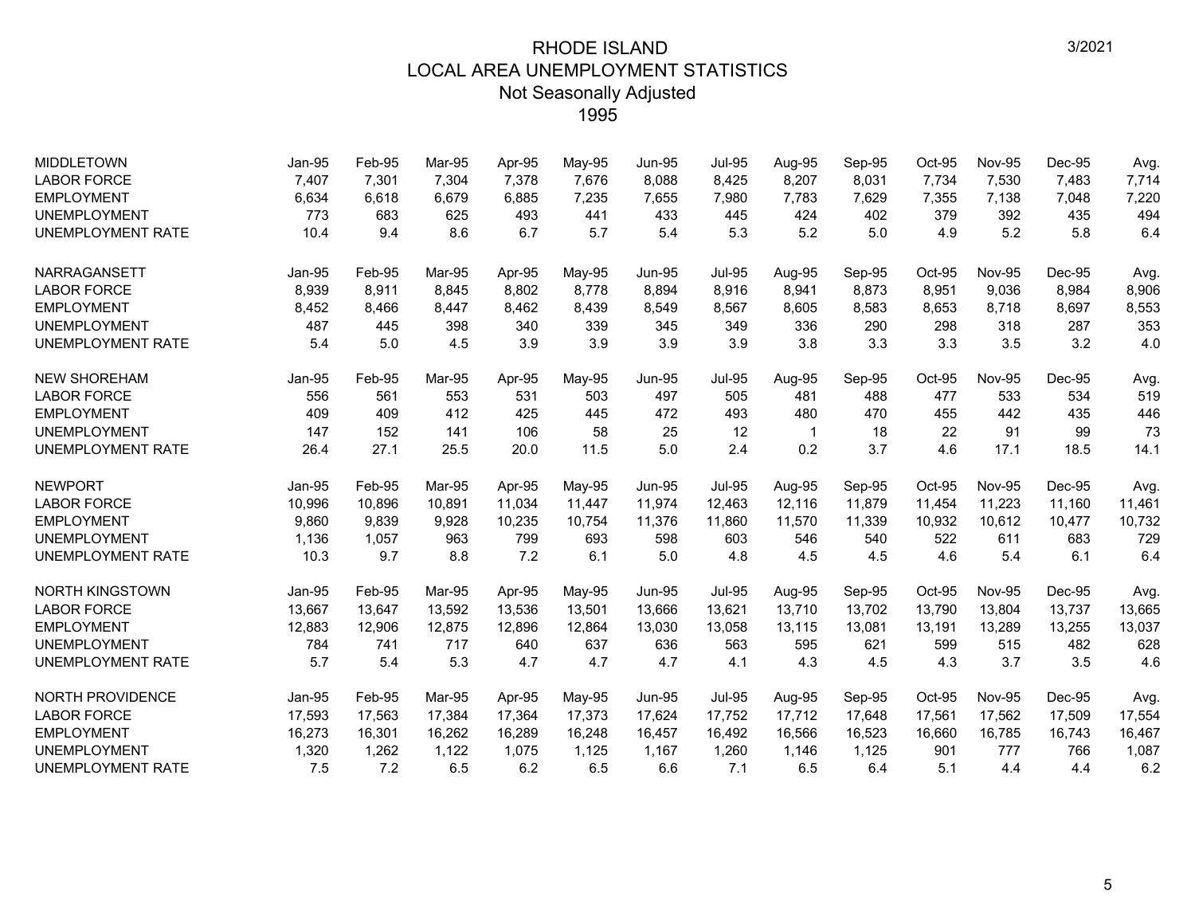# RHODE ISLAND
## LOCAL AREA UNEMPLOYMENT STATISTICS
### Not Seasonally Adjusted
### 1995

3/2021

| MIDDLETOWN | Jan-95 | Feb-95 | Mar-95 | Apr-95 | May-95 | Jun-95 | Jul-95 | Aug-95 | Sep-95 | Oct-95 | Nov-95 | Dec-95 | Avg. |
|---|---|---|---|---|---|---|---|---|---|---|---|---|---|
| LABOR FORCE | 7,407 | 7,301 | 7,304 | 7,378 | 7,676 | 8,088 | 8,425 | 8,207 | 8,031 | 7,734 | 7,530 | 7,483 | 7,714 |
| EMPLOYMENT | 6,634 | 6,618 | 6,679 | 6,885 | 7,235 | 7,655 | 7,980 | 7,783 | 7,629 | 7,355 | 7,138 | 7,048 | 7,220 |
| UNEMPLOYMENT | 773 | 683 | 625 | 493 | 441 | 433 | 445 | 424 | 402 | 379 | 392 | 435 | 494 |
| UNEMPLOYMENT RATE | 10.4 | 9.4 | 8.6 | 6.7 | 5.7 | 5.4 | 5.3 | 5.2 | 5.0 | 4.9 | 5.2 | 5.8 | 6.4 |

| NARRAGANSETT | Jan-95 | Feb-95 | Mar-95 | Apr-95 | May-95 | Jun-95 | Jul-95 | Aug-95 | Sep-95 | Oct-95 | Nov-95 | Dec-95 | Avg. |
|---|---|---|---|---|---|---|---|---|---|---|---|---|---|
| LABOR FORCE | 8,939 | 8,911 | 8,845 | 8,802 | 8,778 | 8,894 | 8,916 | 8,941 | 8,873 | 8,951 | 9,036 | 8,984 | 8,906 |
| EMPLOYMENT | 8,452 | 8,466 | 8,447 | 8,462 | 8,439 | 8,549 | 8,567 | 8,605 | 8,583 | 8,653 | 8,718 | 8,697 | 8,553 |
| UNEMPLOYMENT | 487 | 445 | 398 | 340 | 339 | 345 | 349 | 336 | 290 | 298 | 318 | 287 | 353 |
| UNEMPLOYMENT RATE | 5.4 | 5.0 | 4.5 | 3.9 | 3.9 | 3.9 | 3.9 | 3.8 | 3.3 | 3.3 | 3.5 | 3.2 | 4.0 |

| NEW SHOREHAM | Jan-95 | Feb-95 | Mar-95 | Apr-95 | May-95 | Jun-95 | Jul-95 | Aug-95 | Sep-95 | Oct-95 | Nov-95 | Dec-95 | Avg. |
|---|---|---|---|---|---|---|---|---|---|---|---|---|---|
| LABOR FORCE | 556 | 561 | 553 | 531 | 503 | 497 | 505 | 481 | 488 | 477 | 533 | 534 | 519 |
| EMPLOYMENT | 409 | 409 | 412 | 425 | 445 | 472 | 493 | 480 | 470 | 455 | 442 | 435 | 446 |
| UNEMPLOYMENT | 147 | 152 | 141 | 106 | 58 | 25 | 12 | 1 | 18 | 22 | 91 | 99 | 73 |
| UNEMPLOYMENT RATE | 26.4 | 27.1 | 25.5 | 20.0 | 11.5 | 5.0 | 2.4 | 0.2 | 3.7 | 4.6 | 17.1 | 18.5 | 14.1 |

| NEWPORT | Jan-95 | Feb-95 | Mar-95 | Apr-95 | May-95 | Jun-95 | Jul-95 | Aug-95 | Sep-95 | Oct-95 | Nov-95 | Dec-95 | Avg. |
|---|---|---|---|---|---|---|---|---|---|---|---|---|---|
| LABOR FORCE | 10,996 | 10,896 | 10,891 | 11,034 | 11,447 | 11,974 | 12,463 | 12,116 | 11,879 | 11,454 | 11,223 | 11,160 | 11,461 |
| EMPLOYMENT | 9,860 | 9,839 | 9,928 | 10,235 | 10,754 | 11,376 | 11,860 | 11,570 | 11,339 | 10,932 | 10,612 | 10,477 | 10,732 |
| UNEMPLOYMENT | 1,136 | 1,057 | 963 | 799 | 693 | 598 | 603 | 546 | 540 | 522 | 611 | 683 | 729 |
| UNEMPLOYMENT RATE | 10.3 | 9.7 | 8.8 | 7.2 | 6.1 | 5.0 | 4.8 | 4.5 | 4.5 | 4.6 | 5.4 | 6.1 | 6.4 |

| NORTH KINGSTOWN | Jan-95 | Feb-95 | Mar-95 | Apr-95 | May-95 | Jun-95 | Jul-95 | Aug-95 | Sep-95 | Oct-95 | Nov-95 | Dec-95 | Avg. |
|---|---|---|---|---|---|---|---|---|---|---|---|---|---|
| LABOR FORCE | 13,667 | 13,647 | 13,592 | 13,536 | 13,501 | 13,666 | 13,621 | 13,710 | 13,702 | 13,790 | 13,804 | 13,737 | 13,665 |
| EMPLOYMENT | 12,883 | 12,906 | 12,875 | 12,896 | 12,864 | 13,030 | 13,058 | 13,115 | 13,081 | 13,191 | 13,289 | 13,255 | 13,037 |
| UNEMPLOYMENT | 784 | 741 | 717 | 640 | 637 | 636 | 563 | 595 | 621 | 599 | 515 | 482 | 628 |
| UNEMPLOYMENT RATE | 5.7 | 5.4 | 5.3 | 4.7 | 4.7 | 4.7 | 4.1 | 4.3 | 4.5 | 4.3 | 3.7 | 3.5 | 4.6 |

| NORTH PROVIDENCE | Jan-95 | Feb-95 | Mar-95 | Apr-95 | May-95 | Jun-95 | Jul-95 | Aug-95 | Sep-95 | Oct-95 | Nov-95 | Dec-95 | Avg. |
|---|---|---|---|---|---|---|---|---|---|---|---|---|---|
| LABOR FORCE | 17,593 | 17,563 | 17,384 | 17,364 | 17,373 | 17,624 | 17,752 | 17,712 | 17,648 | 17,561 | 17,562 | 17,509 | 17,554 |
| EMPLOYMENT | 16,273 | 16,301 | 16,262 | 16,289 | 16,248 | 16,457 | 16,492 | 16,566 | 16,523 | 16,660 | 16,785 | 16,743 | 16,467 |
| UNEMPLOYMENT | 1,320 | 1,262 | 1,122 | 1,075 | 1,125 | 1,167 | 1,260 | 1,146 | 1,125 | 901 | 777 | 766 | 1,087 |
| UNEMPLOYMENT RATE | 7.5 | 7.2 | 6.5 | 6.2 | 6.5 | 6.6 | 7.1 | 6.5 | 6.4 | 5.1 | 4.4 | 4.4 | 6.2 |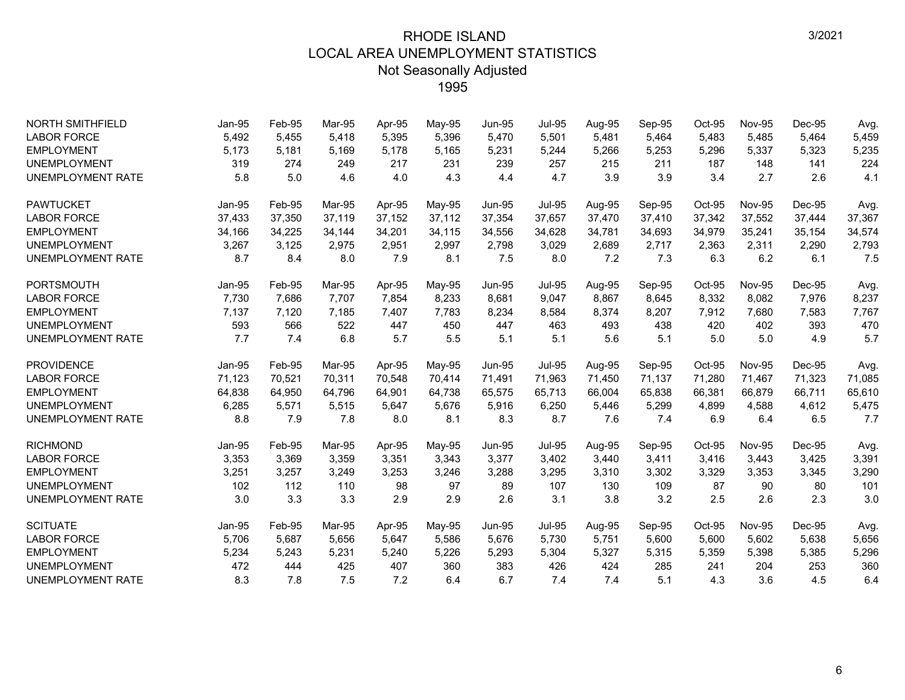# RHODE ISLAND
## LOCAL AREA UNEMPLOYMENT STATISTICS
### Not Seasonally Adjusted
### 1995

3/2021

| NORTH SMITHFIELD | Jan-95 | Feb-95 | Mar-95 | Apr-95 | May-95 | Jun-95 | Jul-95 | Aug-95 | Sep-95 | Oct-95 | Nov-95 | Dec-95 | Avg. |
|---|---|---|---|---|---|---|---|---|---|---|---|---|---|
| LABOR FORCE | 5,492 | 5,455 | 5,418 | 5,395 | 5,396 | 5,470 | 5,501 | 5,481 | 5,464 | 5,483 | 5,485 | 5,464 | 5,459 |
| EMPLOYMENT | 5,173 | 5,181 | 5,169 | 5,178 | 5,165 | 5,231 | 5,244 | 5,266 | 5,253 | 5,296 | 5,337 | 5,323 | 5,235 |
| UNEMPLOYMENT | 319 | 274 | 249 | 217 | 231 | 239 | 257 | 215 | 211 | 187 | 148 | 141 | 224 |
| UNEMPLOYMENT RATE | 5.8 | 5.0 | 4.6 | 4.0 | 4.3 | 4.4 | 4.7 | 3.9 | 3.9 | 3.4 | 2.7 | 2.6 | 4.1 |

| PAWTUCKET | Jan-95 | Feb-95 | Mar-95 | Apr-95 | May-95 | Jun-95 | Jul-95 | Aug-95 | Sep-95 | Oct-95 | Nov-95 | Dec-95 | Avg. |
|---|---|---|---|---|---|---|---|---|---|---|---|---|---|
| LABOR FORCE | 37,433 | 37,350 | 37,119 | 37,152 | 37,112 | 37,354 | 37,657 | 37,470 | 37,410 | 37,342 | 37,552 | 37,444 | 37,367 |
| EMPLOYMENT | 34,166 | 34,225 | 34,144 | 34,201 | 34,115 | 34,556 | 34,628 | 34,781 | 34,693 | 34,979 | 35,241 | 35,154 | 34,574 |
| UNEMPLOYMENT | 3,267 | 3,125 | 2,975 | 2,951 | 2,997 | 2,798 | 3,029 | 2,689 | 2,717 | 2,363 | 2,311 | 2,290 | 2,793 |
| UNEMPLOYMENT RATE | 8.7 | 8.4 | 8.0 | 7.9 | 8.1 | 7.5 | 8.0 | 7.2 | 7.3 | 6.3 | 6.2 | 6.1 | 7.5 |

| PORTSMOUTH | Jan-95 | Feb-95 | Mar-95 | Apr-95 | May-95 | Jun-95 | Jul-95 | Aug-95 | Sep-95 | Oct-95 | Nov-95 | Dec-95 | Avg. |
|---|---|---|---|---|---|---|---|---|---|---|---|---|---|
| LABOR FORCE | 7,730 | 7,686 | 7,707 | 7,854 | 8,233 | 8,681 | 9,047 | 8,867 | 8,645 | 8,332 | 8,082 | 7,976 | 8,237 |
| EMPLOYMENT | 7,137 | 7,120 | 7,185 | 7,407 | 7,783 | 8,234 | 8,584 | 8,374 | 8,207 | 7,912 | 7,680 | 7,583 | 7,767 |
| UNEMPLOYMENT | 593 | 566 | 522 | 447 | 450 | 447 | 463 | 493 | 438 | 420 | 402 | 393 | 470 |
| UNEMPLOYMENT RATE | 7.7 | 7.4 | 6.8 | 5.7 | 5.5 | 5.1 | 5.1 | 5.6 | 5.1 | 5.0 | 5.0 | 4.9 | 5.7 |

| PROVIDENCE | Jan-95 | Feb-95 | Mar-95 | Apr-95 | May-95 | Jun-95 | Jul-95 | Aug-95 | Sep-95 | Oct-95 | Nov-95 | Dec-95 | Avg. |
|---|---|---|---|---|---|---|---|---|---|---|---|---|---|
| LABOR FORCE | 71,123 | 70,521 | 70,311 | 70,548 | 70,414 | 71,491 | 71,963 | 71,450 | 71,137 | 71,280 | 71,467 | 71,323 | 71,085 |
| EMPLOYMENT | 64,838 | 64,950 | 64,796 | 64,901 | 64,738 | 65,575 | 65,713 | 66,004 | 65,838 | 66,381 | 66,879 | 66,711 | 65,610 |
| UNEMPLOYMENT | 6,285 | 5,571 | 5,515 | 5,647 | 5,676 | 5,916 | 6,250 | 5,446 | 5,299 | 4,899 | 4,588 | 4,612 | 5,475 |
| UNEMPLOYMENT RATE | 8.8 | 7.9 | 7.8 | 8.0 | 8.1 | 8.3 | 8.7 | 7.6 | 7.4 | 6.9 | 6.4 | 6.5 | 7.7 |

| RICHMOND | Jan-95 | Feb-95 | Mar-95 | Apr-95 | May-95 | Jun-95 | Jul-95 | Aug-95 | Sep-95 | Oct-95 | Nov-95 | Dec-95 | Avg. |
|---|---|---|---|---|---|---|---|---|---|---|---|---|---|
| LABOR FORCE | 3,353 | 3,369 | 3,359 | 3,351 | 3,343 | 3,377 | 3,402 | 3,440 | 3,411 | 3,416 | 3,443 | 3,425 | 3,391 |
| EMPLOYMENT | 3,251 | 3,257 | 3,249 | 3,253 | 3,246 | 3,288 | 3,295 | 3,310 | 3,302 | 3,329 | 3,353 | 3,345 | 3,290 |
| UNEMPLOYMENT | 102 | 112 | 110 | 98 | 97 | 89 | 107 | 130 | 109 | 87 | 90 | 80 | 101 |
| UNEMPLOYMENT RATE | 3.0 | 3.3 | 3.3 | 2.9 | 2.9 | 2.6 | 3.1 | 3.8 | 3.2 | 2.5 | 2.6 | 2.3 | 3.0 |

| SCITUATE | Jan-95 | Feb-95 | Mar-95 | Apr-95 | May-95 | Jun-95 | Jul-95 | Aug-95 | Sep-95 | Oct-95 | Nov-95 | Dec-95 | Avg. |
|---|---|---|---|---|---|---|---|---|---|---|---|---|---|
| LABOR FORCE | 5,706 | 5,687 | 5,656 | 5,647 | 5,586 | 5,676 | 5,730 | 5,751 | 5,600 | 5,600 | 5,602 | 5,638 | 5,656 |
| EMPLOYMENT | 5,234 | 5,243 | 5,231 | 5,240 | 5,226 | 5,293 | 5,304 | 5,327 | 5,315 | 5,359 | 5,398 | 5,385 | 5,296 |
| UNEMPLOYMENT | 472 | 444 | 425 | 407 | 360 | 383 | 426 | 424 | 285 | 241 | 204 | 253 | 360 |
| UNEMPLOYMENT RATE | 8.3 | 7.8 | 7.5 | 7.2 | 6.4 | 6.7 | 7.4 | 7.4 | 5.1 | 4.3 | 3.6 | 4.5 | 6.4 |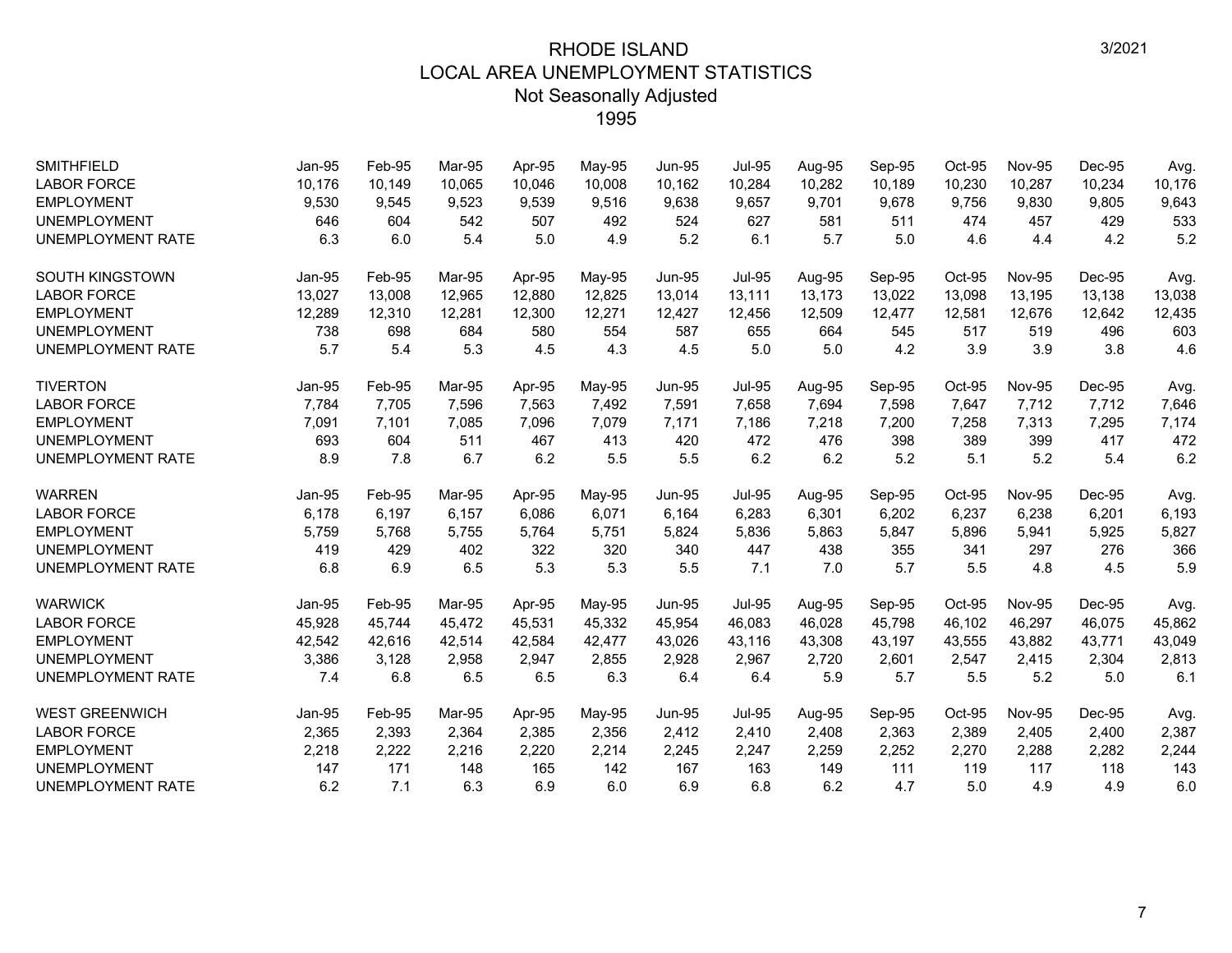# RHODE ISLAND
## LOCAL AREA UNEMPLOYMENT STATISTICS
### Not Seasonally Adjusted
### 1995

3/2021

| SMITHFIELD | Jan-95 | Feb-95 | Mar-95 | Apr-95 | May-95 | Jun-95 | Jul-95 | Aug-95 | Sep-95 | Oct-95 | Nov-95 | Dec-95 | Avg. |
|---|---|---|---|---|---|---|---|---|---|---|---|---|---|
| LABOR FORCE | 10,176 | 10,149 | 10,065 | 10,046 | 10,008 | 10,162 | 10,284 | 10,282 | 10,189 | 10,230 | 10,287 | 10,234 | 10,176 |
| EMPLOYMENT | 9,530 | 9,545 | 9,523 | 9,539 | 9,516 | 9,638 | 9,657 | 9,701 | 9,678 | 9,756 | 9,830 | 9,805 | 9,643 |
| UNEMPLOYMENT | 646 | 604 | 542 | 507 | 492 | 524 | 627 | 581 | 511 | 474 | 457 | 429 | 533 |
| UNEMPLOYMENT RATE | 6.3 | 6.0 | 5.4 | 5.0 | 4.9 | 5.2 | 6.1 | 5.7 | 5.0 | 4.6 | 4.4 | 4.2 | 5.2 |

| SOUTH KINGSTOWN | Jan-95 | Feb-95 | Mar-95 | Apr-95 | May-95 | Jun-95 | Jul-95 | Aug-95 | Sep-95 | Oct-95 | Nov-95 | Dec-95 | Avg. |
|---|---|---|---|---|---|---|---|---|---|---|---|---|---|
| LABOR FORCE | 13,027 | 13,008 | 12,965 | 12,880 | 12,825 | 13,014 | 13,111 | 13,173 | 13,022 | 13,098 | 13,195 | 13,138 | 13,038 |
| EMPLOYMENT | 12,289 | 12,310 | 12,281 | 12,300 | 12,271 | 12,427 | 12,456 | 12,509 | 12,477 | 12,581 | 12,676 | 12,642 | 12,435 |
| UNEMPLOYMENT | 738 | 698 | 684 | 580 | 554 | 587 | 655 | 664 | 545 | 517 | 519 | 496 | 603 |
| UNEMPLOYMENT RATE | 5.7 | 5.4 | 5.3 | 4.5 | 4.3 | 4.5 | 5.0 | 5.0 | 4.2 | 3.9 | 3.9 | 3.8 | 4.6 |

| TIVERTON | Jan-95 | Feb-95 | Mar-95 | Apr-95 | May-95 | Jun-95 | Jul-95 | Aug-95 | Sep-95 | Oct-95 | Nov-95 | Dec-95 | Avg. |
|---|---|---|---|---|---|---|---|---|---|---|---|---|---|
| LABOR FORCE | 7,784 | 7,705 | 7,596 | 7,563 | 7,492 | 7,591 | 7,658 | 7,694 | 7,598 | 7,647 | 7,712 | 7,712 | 7,646 |
| EMPLOYMENT | 7,091 | 7,101 | 7,085 | 7,096 | 7,079 | 7,171 | 7,186 | 7,218 | 7,200 | 7,258 | 7,313 | 7,295 | 7,174 |
| UNEMPLOYMENT | 693 | 604 | 511 | 467 | 413 | 420 | 472 | 476 | 398 | 389 | 399 | 417 | 472 |
| UNEMPLOYMENT RATE | 8.9 | 7.8 | 6.7 | 6.2 | 5.5 | 5.5 | 6.2 | 6.2 | 5.2 | 5.1 | 5.2 | 5.4 | 6.2 |

| WARREN | Jan-95 | Feb-95 | Mar-95 | Apr-95 | May-95 | Jun-95 | Jul-95 | Aug-95 | Sep-95 | Oct-95 | Nov-95 | Dec-95 | Avg. |
|---|---|---|---|---|---|---|---|---|---|---|---|---|---|
| LABOR FORCE | 6,178 | 6,197 | 6,157 | 6,086 | 6,071 | 6,164 | 6,283 | 6,301 | 6,202 | 6,237 | 6,238 | 6,201 | 6,193 |
| EMPLOYMENT | 5,759 | 5,768 | 5,755 | 5,764 | 5,751 | 5,824 | 5,836 | 5,863 | 5,847 | 5,896 | 5,941 | 5,925 | 5,827 |
| UNEMPLOYMENT | 419 | 429 | 402 | 322 | 320 | 340 | 447 | 438 | 355 | 341 | 297 | 276 | 366 |
| UNEMPLOYMENT RATE | 6.8 | 6.9 | 6.5 | 5.3 | 5.3 | 5.5 | 7.1 | 7.0 | 5.7 | 5.5 | 4.8 | 4.5 | 5.9 |

| WARWICK | Jan-95 | Feb-95 | Mar-95 | Apr-95 | May-95 | Jun-95 | Jul-95 | Aug-95 | Sep-95 | Oct-95 | Nov-95 | Dec-95 | Avg. |
|---|---|---|---|---|---|---|---|---|---|---|---|---|---|
| LABOR FORCE | 45,928 | 45,744 | 45,472 | 45,531 | 45,332 | 45,954 | 46,083 | 46,028 | 45,798 | 46,102 | 46,297 | 46,075 | 45,862 |
| EMPLOYMENT | 42,542 | 42,616 | 42,514 | 42,584 | 42,477 | 43,026 | 43,116 | 43,308 | 43,197 | 43,555 | 43,882 | 43,771 | 43,049 |
| UNEMPLOYMENT | 3,386 | 3,128 | 2,958 | 2,947 | 2,855 | 2,928 | 2,967 | 2,720 | 2,601 | 2,547 | 2,415 | 2,304 | 2,813 |
| UNEMPLOYMENT RATE | 7.4 | 6.8 | 6.5 | 6.5 | 6.3 | 6.4 | 6.4 | 5.9 | 5.7 | 5.5 | 5.2 | 5.0 | 6.1 |

| WEST GREENWICH | Jan-95 | Feb-95 | Mar-95 | Apr-95 | May-95 | Jun-95 | Jul-95 | Aug-95 | Sep-95 | Oct-95 | Nov-95 | Dec-95 | Avg. |
|---|---|---|---|---|---|---|---|---|---|---|---|---|---|
| LABOR FORCE | 2,365 | 2,393 | 2,364 | 2,385 | 2,356 | 2,412 | 2,410 | 2,408 | 2,363 | 2,389 | 2,405 | 2,400 | 2,387 |
| EMPLOYMENT | 2,218 | 2,222 | 2,216 | 2,220 | 2,214 | 2,245 | 2,247 | 2,259 | 2,252 | 2,270 | 2,288 | 2,282 | 2,244 |
| UNEMPLOYMENT | 147 | 171 | 148 | 165 | 142 | 167 | 163 | 149 | 111 | 119 | 117 | 118 | 143 |
| UNEMPLOYMENT RATE | 6.2 | 7.1 | 6.3 | 6.9 | 6.0 | 6.9 | 6.8 | 6.2 | 4.7 | 5.0 | 4.9 | 4.9 | 6.0 |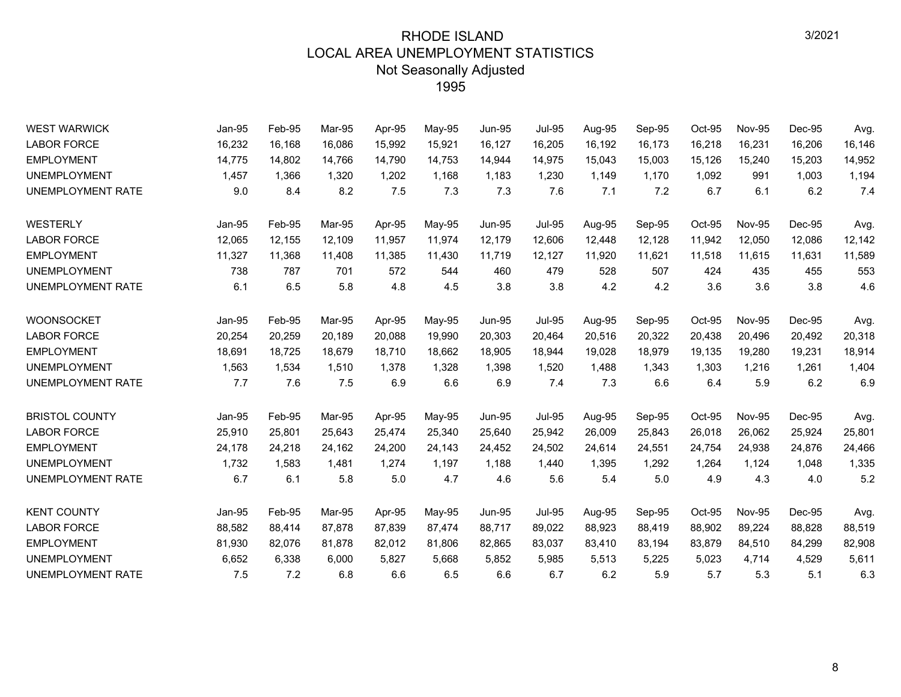# RHODE ISLAND
## LOCAL AREA UNEMPLOYMENT STATISTICS
### Not Seasonally Adjusted
### 1995

3/2021

| WEST WARWICK | Jan-95 | Feb-95 | Mar-95 | Apr-95 | May-95 | Jun-95 | Jul-95 | Aug-95 | Sep-95 | Oct-95 | Nov-95 | Dec-95 | Avg. |
|---|---|---|---|---|---|---|---|---|---|---|---|---|---|
| LABOR FORCE | 16,232 | 16,168 | 16,086 | 15,992 | 15,921 | 16,127 | 16,205 | 16,192 | 16,173 | 16,218 | 16,231 | 16,206 | 16,146 |
| EMPLOYMENT | 14,775 | 14,802 | 14,766 | 14,790 | 14,753 | 14,944 | 14,975 | 15,043 | 15,003 | 15,126 | 15,240 | 15,203 | 14,952 |
| UNEMPLOYMENT | 1,457 | 1,366 | 1,320 | 1,202 | 1,168 | 1,183 | 1,230 | 1,149 | 1,170 | 1,092 | 991 | 1,003 | 1,194 |
| UNEMPLOYMENT RATE | 9.0 | 8.4 | 8.2 | 7.5 | 7.3 | 7.3 | 7.6 | 7.1 | 7.2 | 6.7 | 6.1 | 6.2 | 7.4 |

| WESTERLY | Jan-95 | Feb-95 | Mar-95 | Apr-95 | May-95 | Jun-95 | Jul-95 | Aug-95 | Sep-95 | Oct-95 | Nov-95 | Dec-95 | Avg. |
|---|---|---|---|---|---|---|---|---|---|---|---|---|---|
| LABOR FORCE | 12,065 | 12,155 | 12,109 | 11,957 | 11,974 | 12,179 | 12,606 | 12,448 | 12,128 | 11,942 | 12,050 | 12,086 | 12,142 |
| EMPLOYMENT | 11,327 | 11,368 | 11,408 | 11,385 | 11,430 | 11,719 | 12,127 | 11,920 | 11,621 | 11,518 | 11,615 | 11,631 | 11,589 |
| UNEMPLOYMENT | 738 | 787 | 701 | 572 | 544 | 460 | 479 | 528 | 507 | 424 | 435 | 455 | 553 |
| UNEMPLOYMENT RATE | 6.1 | 6.5 | 5.8 | 4.8 | 4.5 | 3.8 | 3.8 | 4.2 | 4.2 | 3.6 | 3.6 | 3.8 | 4.6 |

| WOONSOCKET | Jan-95 | Feb-95 | Mar-95 | Apr-95 | May-95 | Jun-95 | Jul-95 | Aug-95 | Sep-95 | Oct-95 | Nov-95 | Dec-95 | Avg. |
|---|---|---|---|---|---|---|---|---|---|---|---|---|---|
| LABOR FORCE | 20,254 | 20,259 | 20,189 | 20,088 | 19,990 | 20,303 | 20,464 | 20,516 | 20,322 | 20,438 | 20,496 | 20,492 | 20,318 |
| EMPLOYMENT | 18,691 | 18,725 | 18,679 | 18,710 | 18,662 | 18,905 | 18,944 | 19,028 | 18,979 | 19,135 | 19,280 | 19,231 | 18,914 |
| UNEMPLOYMENT | 1,563 | 1,534 | 1,510 | 1,378 | 1,328 | 1,398 | 1,520 | 1,488 | 1,343 | 1,303 | 1,216 | 1,261 | 1,404 |
| UNEMPLOYMENT RATE | 7.7 | 7.6 | 7.5 | 6.9 | 6.6 | 6.9 | 7.4 | 7.3 | 6.6 | 6.4 | 5.9 | 6.2 | 6.9 |

| BRISTOL COUNTY | Jan-95 | Feb-95 | Mar-95 | Apr-95 | May-95 | Jun-95 | Jul-95 | Aug-95 | Sep-95 | Oct-95 | Nov-95 | Dec-95 | Avg. |
|---|---|---|---|---|---|---|---|---|---|---|---|---|---|
| LABOR FORCE | 25,910 | 25,801 | 25,643 | 25,474 | 25,340 | 25,640 | 25,942 | 26,009 | 25,843 | 26,018 | 26,062 | 25,924 | 25,801 |
| EMPLOYMENT | 24,178 | 24,218 | 24,162 | 24,200 | 24,143 | 24,452 | 24,502 | 24,614 | 24,551 | 24,754 | 24,938 | 24,876 | 24,466 |
| UNEMPLOYMENT | 1,732 | 1,583 | 1,481 | 1,274 | 1,197 | 1,188 | 1,440 | 1,395 | 1,292 | 1,264 | 1,124 | 1,048 | 1,335 |
| UNEMPLOYMENT RATE | 6.7 | 6.1 | 5.8 | 5.0 | 4.7 | 4.6 | 5.6 | 5.4 | 5.0 | 4.9 | 4.3 | 4.0 | 5.2 |

| KENT COUNTY | Jan-95 | Feb-95 | Mar-95 | Apr-95 | May-95 | Jun-95 | Jul-95 | Aug-95 | Sep-95 | Oct-95 | Nov-95 | Dec-95 | Avg. |
|---|---|---|---|---|---|---|---|---|---|---|---|---|---|
| LABOR FORCE | 88,582 | 88,414 | 87,878 | 87,839 | 87,474 | 88,717 | 89,022 | 88,923 | 88,419 | 88,902 | 89,224 | 88,828 | 88,519 |
| EMPLOYMENT | 81,930 | 82,076 | 81,878 | 82,012 | 81,806 | 82,865 | 83,037 | 83,410 | 83,194 | 83,879 | 84,510 | 84,299 | 82,908 |
| UNEMPLOYMENT | 6,652 | 6,338 | 6,000 | 5,827 | 5,668 | 5,852 | 5,985 | 5,513 | 5,225 | 5,023 | 4,714 | 4,529 | 5,611 |
| UNEMPLOYMENT RATE | 7.5 | 7.2 | 6.8 | 6.6 | 6.5 | 6.6 | 6.7 | 6.2 | 5.9 | 5.7 | 5.3 | 5.1 | 6.3 |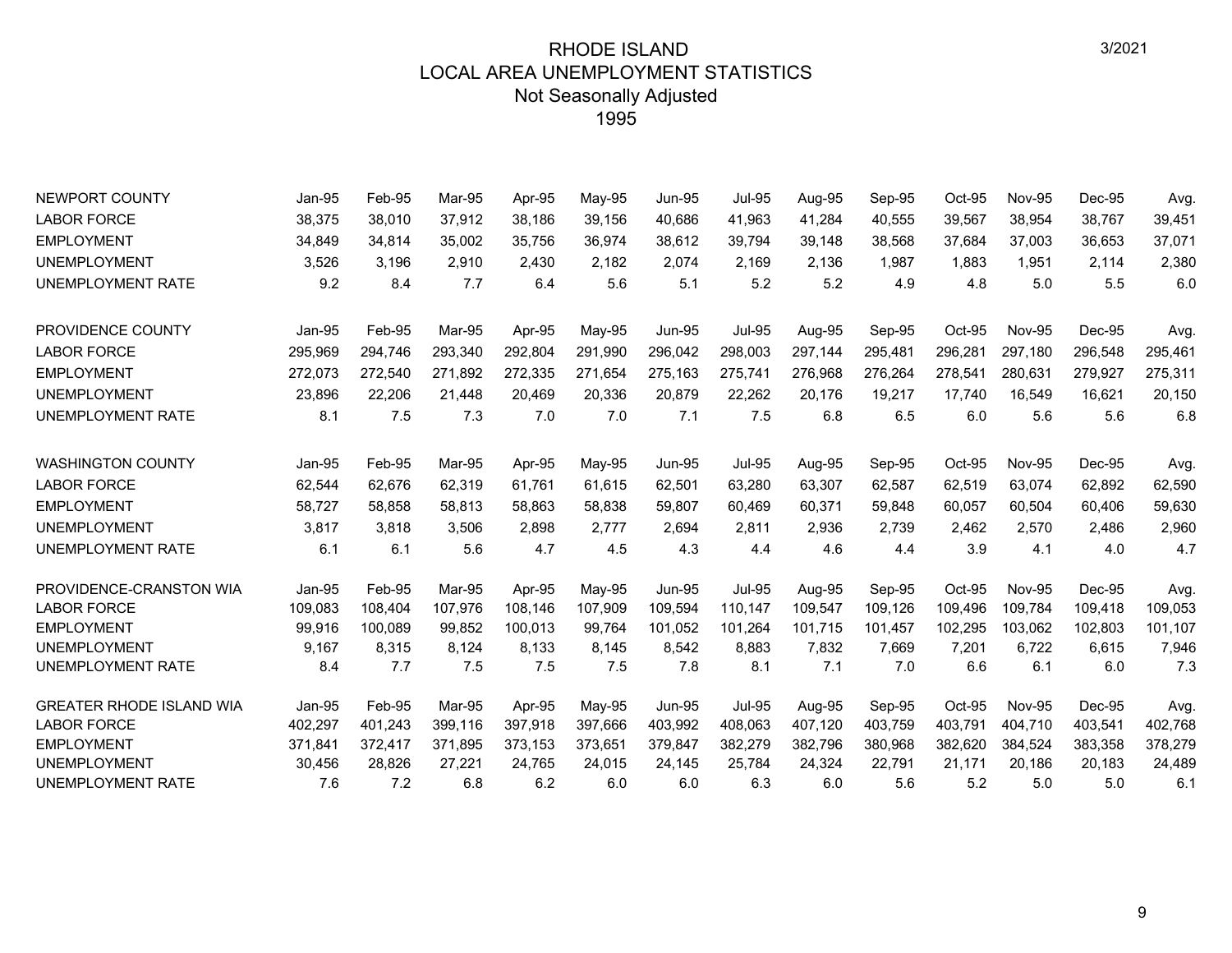# RHODE ISLAND
## LOCAL AREA UNEMPLOYMENT STATISTICS
### Not Seasonally Adjusted
### 1995

3/2021

| NEWPORT COUNTY | Jan-95 | Feb-95 | Mar-95 | Apr-95 | May-95 | Jun-95 | Jul-95 | Aug-95 | Sep-95 | Oct-95 | Nov-95 | Dec-95 | Avg. |
|---|---|---|---|---|---|---|---|---|---|---|---|---|---|
| LABOR FORCE | 38,375 | 38,010 | 37,912 | 38,186 | 39,156 | 40,686 | 41,963 | 41,284 | 40,555 | 39,567 | 38,954 | 38,767 | 39,451 |
| EMPLOYMENT | 34,849 | 34,814 | 35,002 | 35,756 | 36,974 | 38,612 | 39,794 | 39,148 | 38,568 | 37,684 | 37,003 | 36,653 | 37,071 |
| UNEMPLOYMENT | 3,526 | 3,196 | 2,910 | 2,430 | 2,182 | 2,074 | 2,169 | 2,136 | 1,987 | 1,883 | 1,951 | 2,114 | 2,380 |
| UNEMPLOYMENT RATE | 9.2 | 8.4 | 7.7 | 6.4 | 5.6 | 5.1 | 5.2 | 5.2 | 4.9 | 4.8 | 5.0 | 5.5 | 6.0 |

| PROVIDENCE COUNTY | Jan-95 | Feb-95 | Mar-95 | Apr-95 | May-95 | Jun-95 | Jul-95 | Aug-95 | Sep-95 | Oct-95 | Nov-95 | Dec-95 | Avg. |
|---|---|---|---|---|---|---|---|---|---|---|---|---|---|
| LABOR FORCE | 295,969 | 294,746 | 293,340 | 292,804 | 291,990 | 296,042 | 298,003 | 297,144 | 295,481 | 296,281 | 297,180 | 296,548 | 295,461 |
| EMPLOYMENT | 272,073 | 272,540 | 271,892 | 272,335 | 271,654 | 275,163 | 275,741 | 276,968 | 276,264 | 278,541 | 280,631 | 279,927 | 275,311 |
| UNEMPLOYMENT | 23,896 | 22,206 | 21,448 | 20,469 | 20,336 | 20,879 | 22,262 | 20,176 | 19,217 | 17,740 | 16,549 | 16,621 | 20,150 |
| UNEMPLOYMENT RATE | 8.1 | 7.5 | 7.3 | 7.0 | 7.0 | 7.1 | 7.5 | 6.8 | 6.5 | 6.0 | 5.6 | 5.6 | 6.8 |

| WASHINGTON COUNTY | Jan-95 | Feb-95 | Mar-95 | Apr-95 | May-95 | Jun-95 | Jul-95 | Aug-95 | Sep-95 | Oct-95 | Nov-95 | Dec-95 | Avg. |
|---|---|---|---|---|---|---|---|---|---|---|---|---|---|
| LABOR FORCE | 62,544 | 62,676 | 62,319 | 61,761 | 61,615 | 62,501 | 63,280 | 63,307 | 62,587 | 62,519 | 63,074 | 62,892 | 62,590 |
| EMPLOYMENT | 58,727 | 58,858 | 58,813 | 58,863 | 58,838 | 59,807 | 60,469 | 60,371 | 59,848 | 60,057 | 60,504 | 60,406 | 59,630 |
| UNEMPLOYMENT | 3,817 | 3,818 | 3,506 | 2,898 | 2,777 | 2,694 | 2,811 | 2,936 | 2,739 | 2,462 | 2,570 | 2,486 | 2,960 |
| UNEMPLOYMENT RATE | 6.1 | 6.1 | 5.6 | 4.7 | 4.5 | 4.3 | 4.4 | 4.6 | 4.4 | 3.9 | 4.1 | 4.0 | 4.7 |

| PROVIDENCE-CRANSTON WIA | Jan-95 | Feb-95 | Mar-95 | Apr-95 | May-95 | Jun-95 | Jul-95 | Aug-95 | Sep-95 | Oct-95 | Nov-95 | Dec-95 | Avg. |
|---|---|---|---|---|---|---|---|---|---|---|---|---|---|
| LABOR FORCE | 109,083 | 108,404 | 107,976 | 108,146 | 107,909 | 109,594 | 110,147 | 109,547 | 109,126 | 109,496 | 109,784 | 109,418 | 109,053 |
| EMPLOYMENT | 99,916 | 100,089 | 99,852 | 100,013 | 99,764 | 101,052 | 101,264 | 101,715 | 101,457 | 102,295 | 103,062 | 102,803 | 101,107 |
| UNEMPLOYMENT | 9,167 | 8,315 | 8,124 | 8,133 | 8,145 | 8,542 | 8,883 | 7,832 | 7,669 | 7,201 | 6,722 | 6,615 | 7,946 |
| UNEMPLOYMENT RATE | 8.4 | 7.7 | 7.5 | 7.5 | 7.5 | 7.8 | 8.1 | 7.1 | 7.0 | 6.6 | 6.1 | 6.0 | 7.3 |

| GREATER RHODE ISLAND WIA | Jan-95 | Feb-95 | Mar-95 | Apr-95 | May-95 | Jun-95 | Jul-95 | Aug-95 | Sep-95 | Oct-95 | Nov-95 | Dec-95 | Avg. |
|---|---|---|---|---|---|---|---|---|---|---|---|---|---|
| LABOR FORCE | 402,297 | 401,243 | 399,116 | 397,918 | 397,666 | 403,992 | 408,063 | 407,120 | 403,759 | 403,791 | 404,710 | 403,541 | 402,768 |
| EMPLOYMENT | 371,841 | 372,417 | 371,895 | 373,153 | 373,651 | 379,847 | 382,279 | 382,796 | 380,968 | 382,620 | 384,524 | 383,358 | 378,279 |
| UNEMPLOYMENT | 30,456 | 28,826 | 27,221 | 24,765 | 24,015 | 24,145 | 25,784 | 24,324 | 22,791 | 21,171 | 20,186 | 20,183 | 24,489 |
| UNEMPLOYMENT RATE | 7.6 | 7.2 | 6.8 | 6.2 | 6.0 | 6.0 | 6.3 | 6.0 | 5.6 | 5.2 | 5.0 | 5.0 | 6.1 |